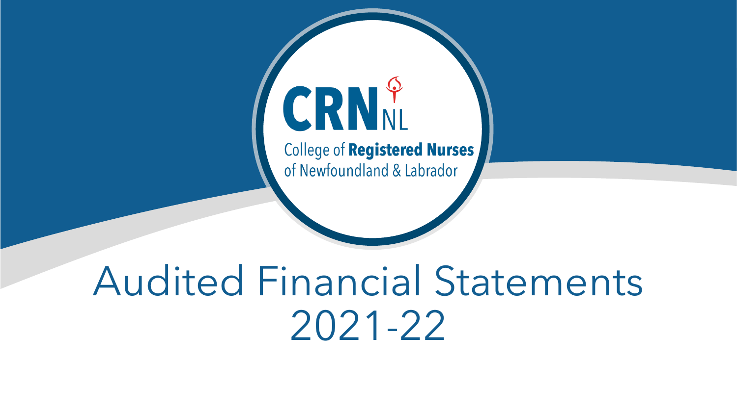CRN NL

College of **Registered Nurses** of Newfoundland & Labrador

# Audited Financial Statements 2021-22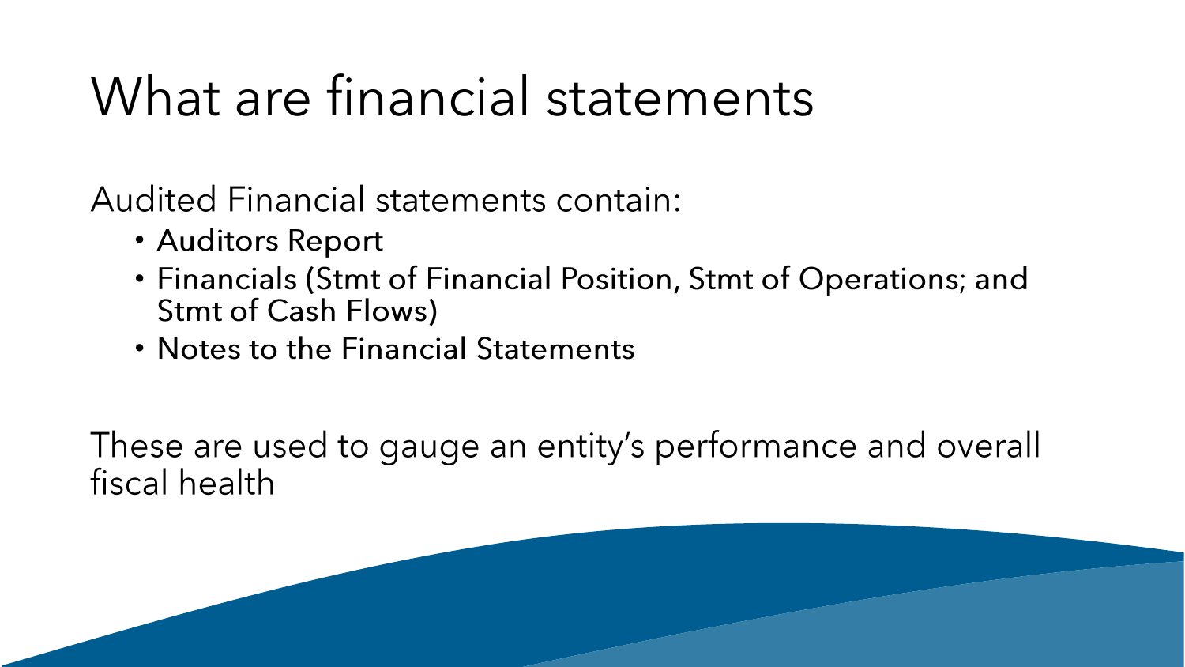# What are financial statements

Audited Financial statements contain:

- Auditors Report
- Financials (Stmt of Financial Position, Stmt of Operations; and Stmt of Cash Flows)
- Notes to the Financial Statements

These are used to gauge an entity's performance and overall fiscal health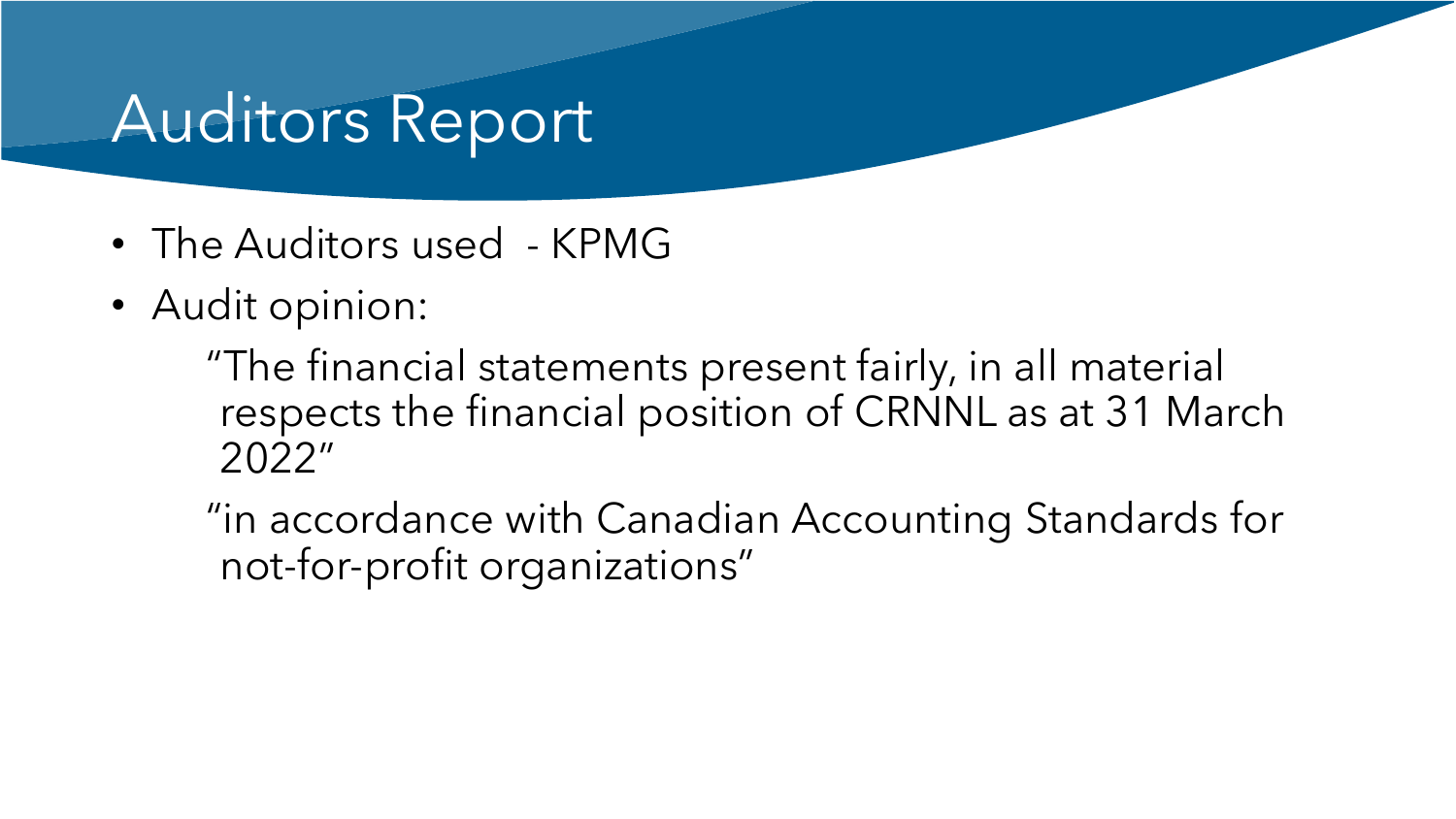# Auditors Report

- The Auditors used - KPMG
- Audit opinion:

  "The financial statements present fairly, in all material respects the financial position of CRNNL as at 31 March 2022"

  "in accordance with Canadian Accounting Standards for not-for-profit organizations"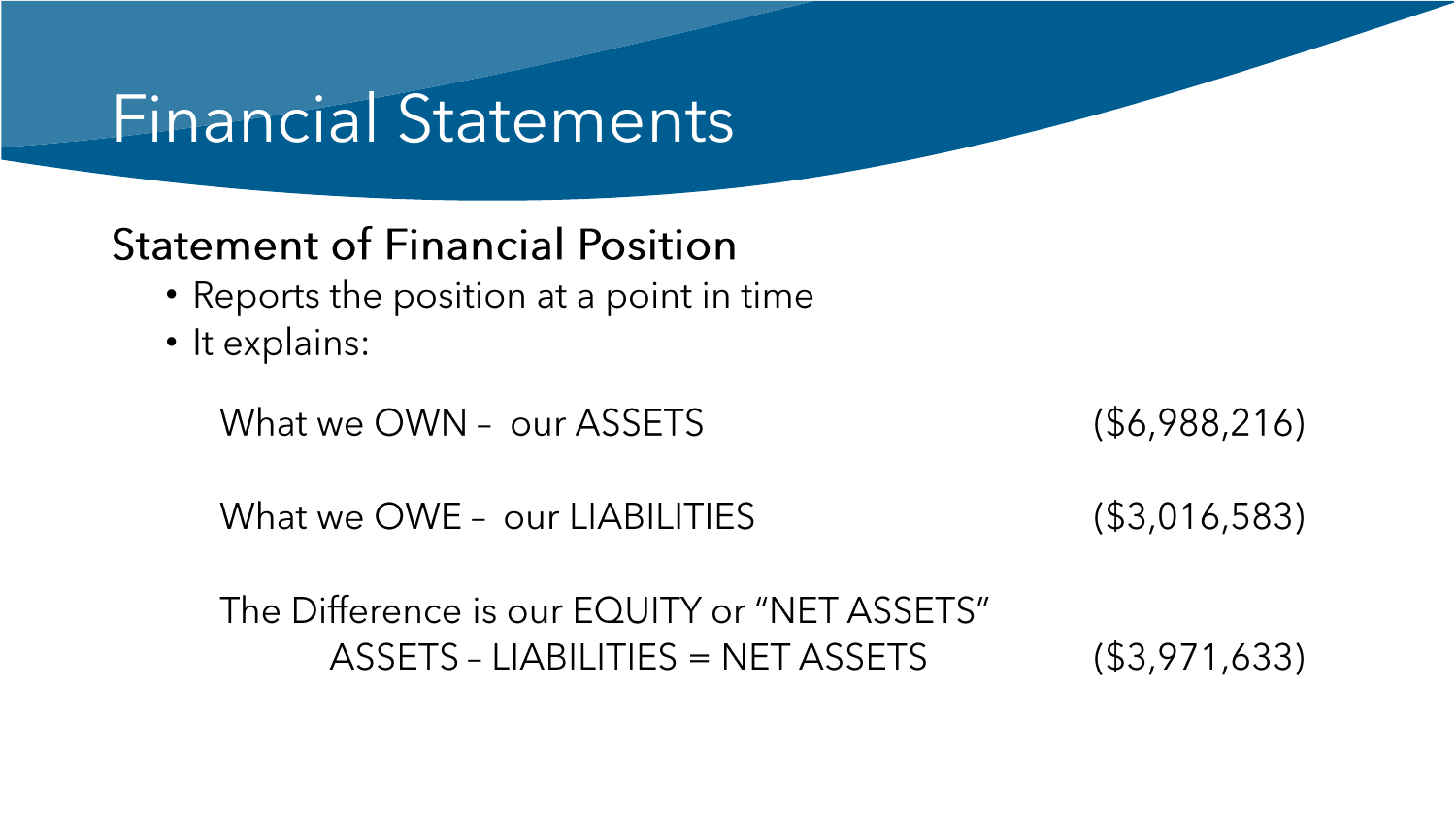# Financial Statements

## Statement of Financial Position

- Reports the position at a point in time
- It explains:

| | |
|---|---|
| What we OWN – our ASSETS | ($6,988,216) |
| What we OWE – our LIABILITIES | ($3,016,583) |
| The Difference is our EQUITY or "NET ASSETS" ASSETS – LIABILITIES = NET ASSETS | ($3,971,633) |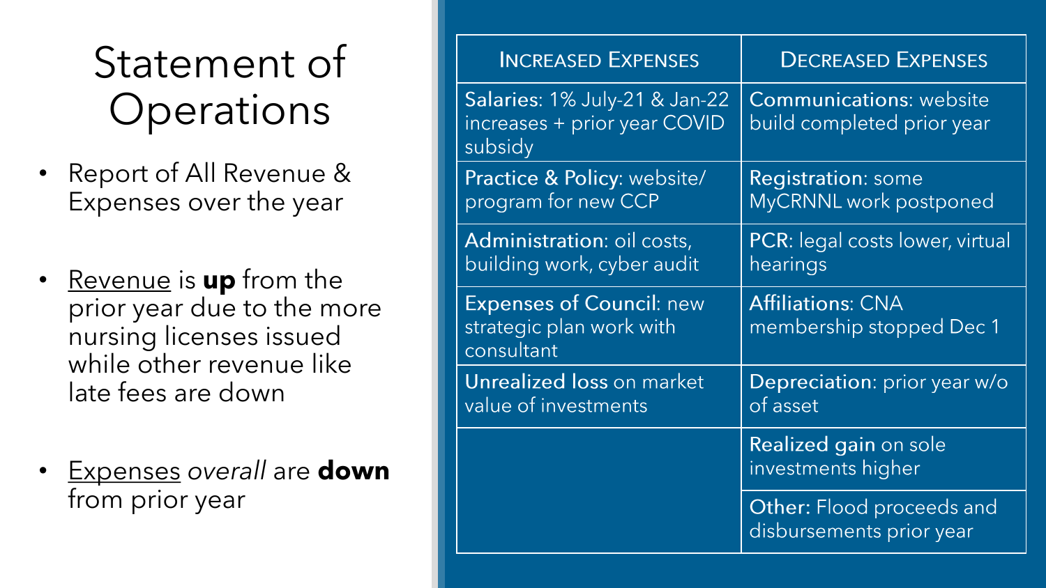# Statement of Operations

- Report of All Revenue & Expenses over the year
- Revenue is **up** from the prior year due to the more nursing licenses issued while other revenue like late fees are down
- Expenses *overall* are **down** from prior year

| Increased Expenses | Decreased Expenses |
| --- | --- |
| Salaries: 1% July-21 & Jan-22 increases + prior year COVID subsidy | Communications: website build completed prior year |
| Practice & Policy: website/ program for new CCP | Registration: some MyCRNNL work postponed |
| Administration: oil costs, building work, cyber audit | PCR: legal costs lower, virtual hearings |
| Expenses of Council: new strategic plan work with consultant | Affiliations: CNA membership stopped Dec 1 |
| Unrealized loss on market value of investments | Depreciation: prior year w/o of asset |
| | Realized gain on sole investments higher |
| | Other: Flood proceeds and disbursements prior year |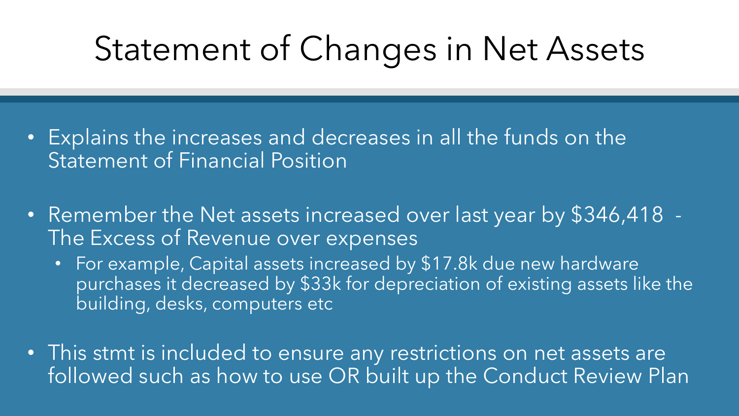# Statement of Changes in Net Assets

- Explains the increases and decreases in all the funds on the Statement of Financial Position
- Remember the Net assets increased over last year by $346,418 - The Excess of Revenue over expenses
  - For example, Capital assets increased by $17.8k due new hardware purchases it decreased by $33k for depreciation of existing assets like the building, desks, computers etc
- This stmt is included to ensure any restrictions on net assets are followed such as how to use OR built up the Conduct Review Plan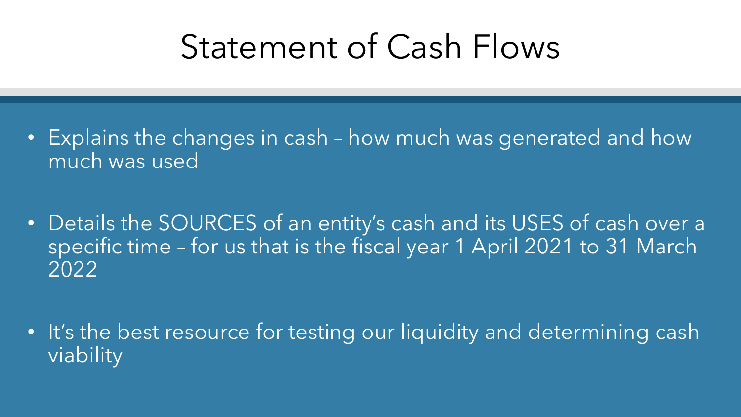# Statement of Cash Flows

- Explains the changes in cash – how much was generated and how much was used
- Details the SOURCES of an entity's cash and its USES of cash over a specific time – for us that is the fiscal year 1 April 2021 to 31 March 2022
- It's the best resource for testing our liquidity and determining cash viability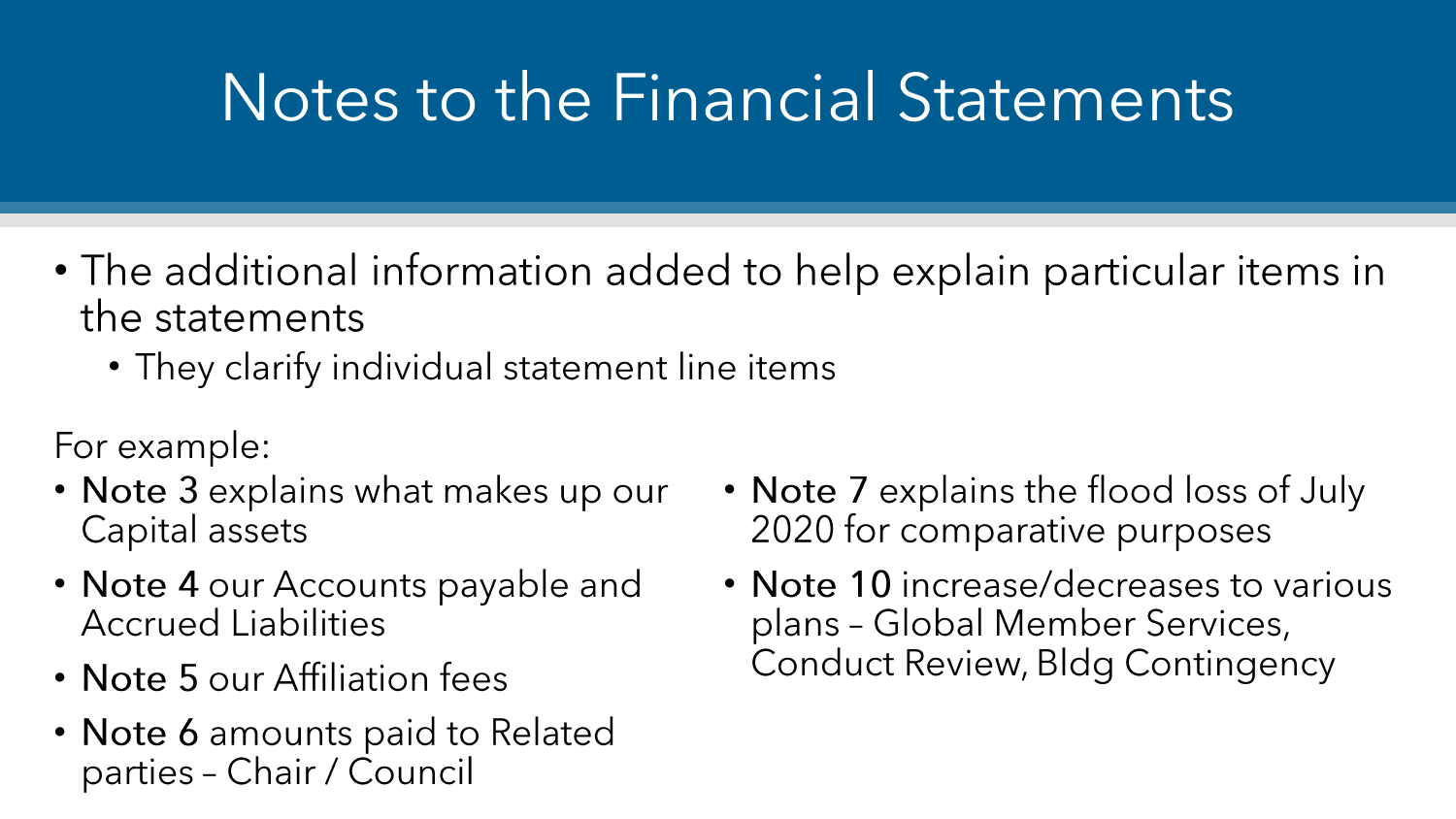# Notes to the Financial Statements

- The additional information added to help explain particular items in the statements
  - They clarify individual statement line items

For example:

- **Note 3** explains what makes up our Capital assets
- **Note 4** our Accounts payable and Accrued Liabilities
- **Note 5** our Affiliation fees
- **Note 6** amounts paid to Related parties – Chair / Council
- **Note 7** explains the flood loss of July 2020 for comparative purposes
- **Note 10** increase/decreases to various plans – Global Member Services, Conduct Review, Bldg Contingency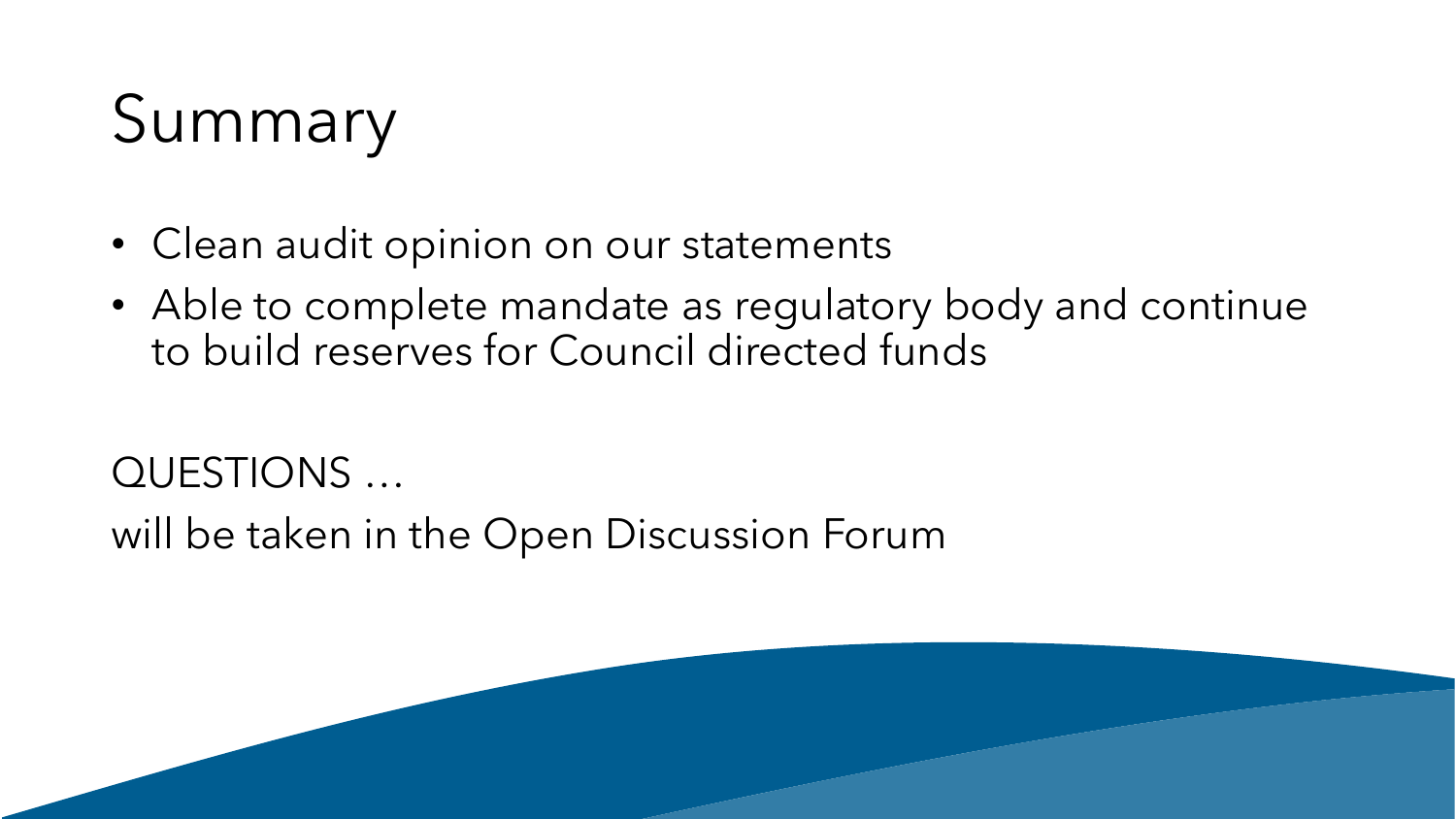# Summary

- Clean audit opinion on our statements
- Able to complete mandate as regulatory body and continue to build reserves for Council directed funds

QUESTIONS …

will be taken in the Open Discussion Forum